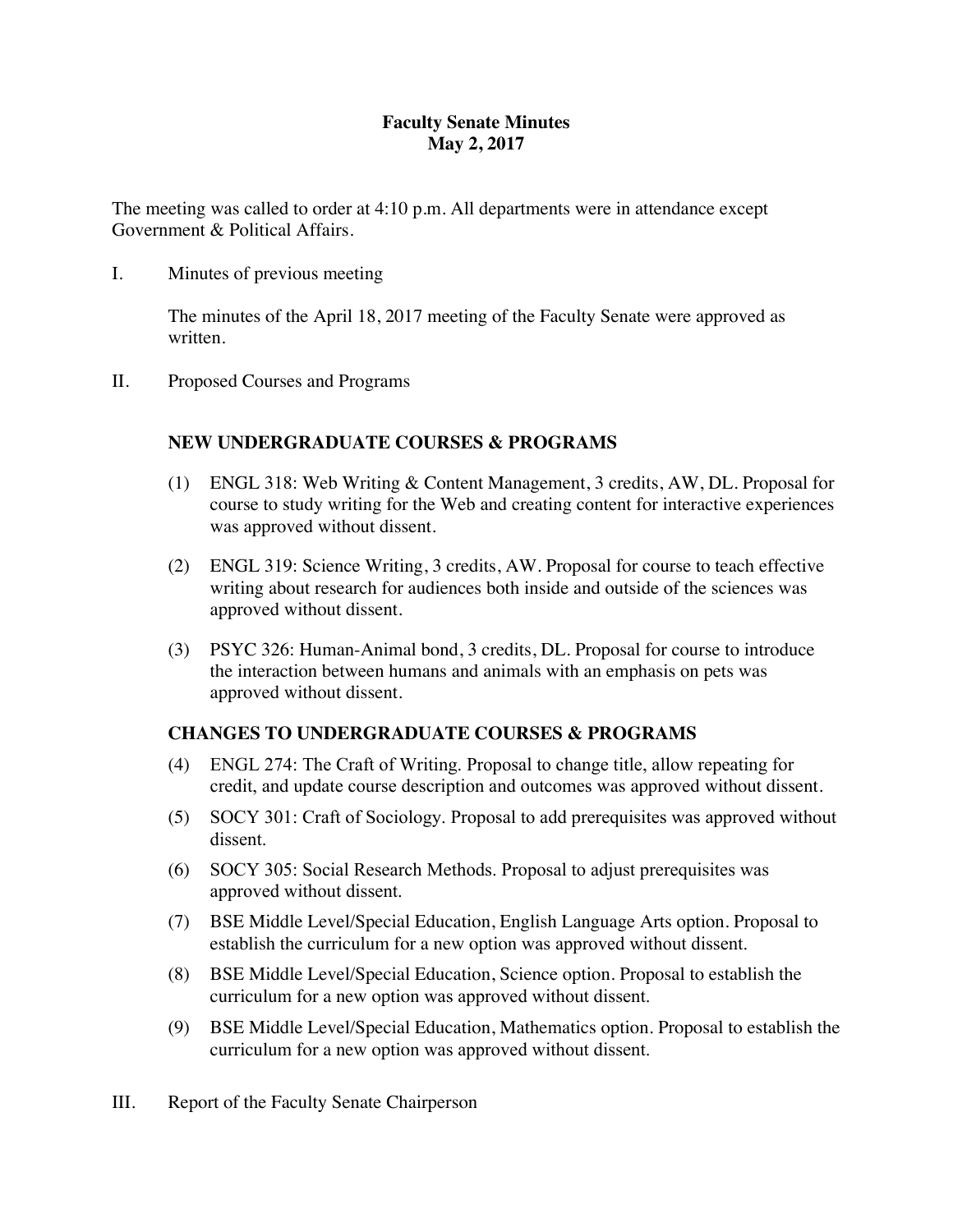# Faculty Senate Minutes
## May 2, 2017

The meeting was called to order at 4:10 p.m. All departments were in attendance except Government & Political Affairs.

I. Minutes of previous meeting

The minutes of the April 18, 2017 meeting of the Faculty Senate were approved as written.

II. Proposed Courses and Programs

**NEW UNDERGRADUATE COURSES & PROGRAMS**

(1) ENGL 318: Web Writing & Content Management, 3 credits, AW, DL. Proposal for course to study writing for the Web and creating content for interactive experiences was approved without dissent.

(2) ENGL 319: Science Writing, 3 credits, AW. Proposal for course to teach effective writing about research for audiences both inside and outside of the sciences was approved without dissent.

(3) PSYC 326: Human-Animal bond, 3 credits, DL. Proposal for course to introduce the interaction between humans and animals with an emphasis on pets was approved without dissent.

**CHANGES TO UNDERGRADUATE COURSES & PROGRAMS**

(4) ENGL 274: The Craft of Writing. Proposal to change title, allow repeating for credit, and update course description and outcomes was approved without dissent.

(5) SOCY 301: Craft of Sociology. Proposal to add prerequisites was approved without dissent.

(6) SOCY 305: Social Research Methods. Proposal to adjust prerequisites was approved without dissent.

(7) BSE Middle Level/Special Education, English Language Arts option. Proposal to establish the curriculum for a new option was approved without dissent.

(8) BSE Middle Level/Special Education, Science option. Proposal to establish the curriculum for a new option was approved without dissent.

(9) BSE Middle Level/Special Education, Mathematics option. Proposal to establish the curriculum for a new option was approved without dissent.

III. Report of the Faculty Senate Chairperson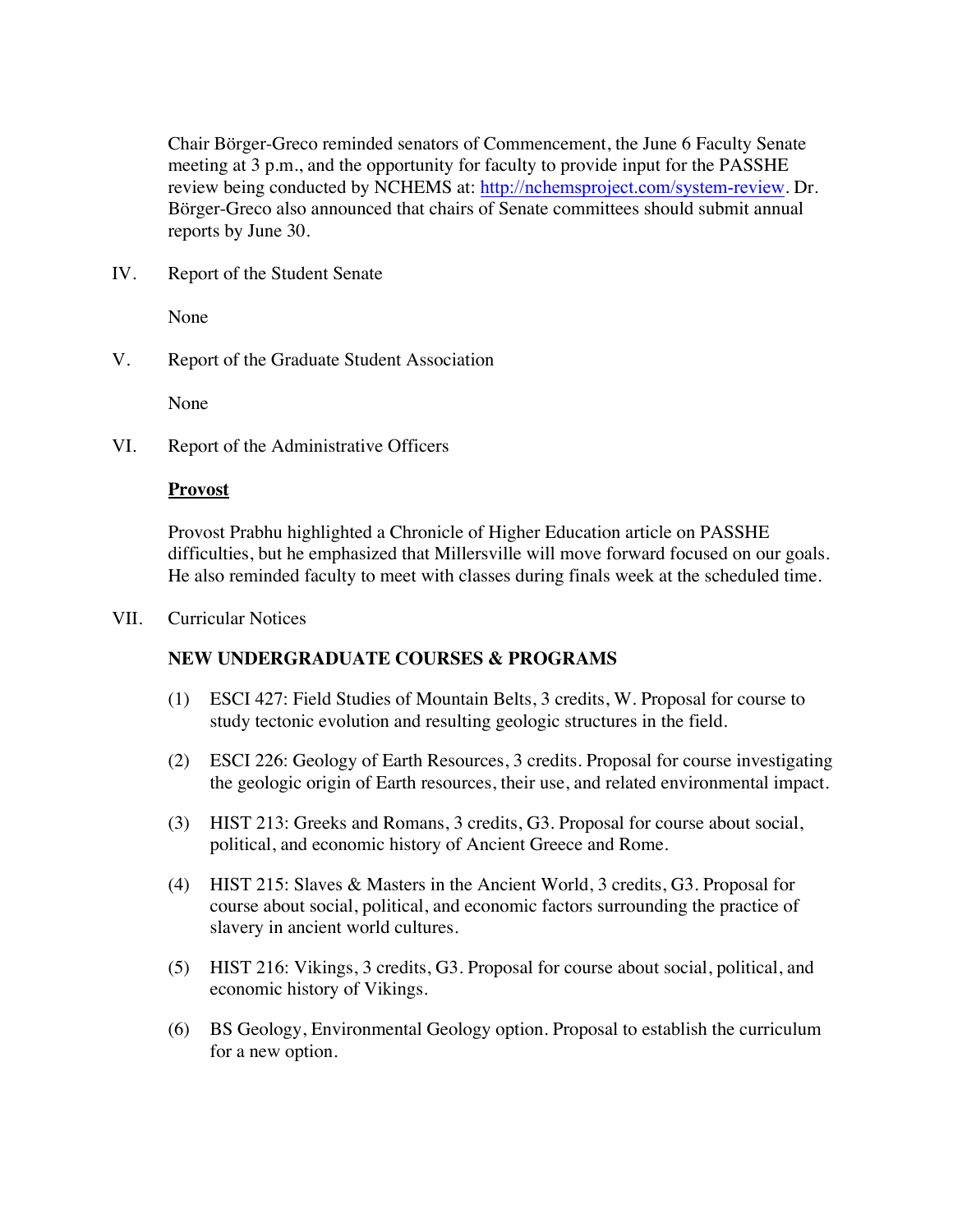Chair Börger-Greco reminded senators of Commencement, the June 6 Faculty Senate meeting at 3 p.m., and the opportunity for faculty to provide input for the PASSHE review being conducted by NCHEMS at: http://nchemsproject.com/system-review. Dr. Börger-Greco also announced that chairs of Senate committees should submit annual reports by June 30.

IV. Report of the Student Senate

None

V. Report of the Graduate Student Association

None

VI. Report of the Administrative Officers

**Provost**

Provost Prabhu highlighted a Chronicle of Higher Education article on PASSHE difficulties, but he emphasized that Millersville will move forward focused on our goals. He also reminded faculty to meet with classes during finals week at the scheduled time.

VII. Curricular Notices

**NEW UNDERGRADUATE COURSES & PROGRAMS**

(1) ESCI 427: Field Studies of Mountain Belts, 3 credits, W. Proposal for course to study tectonic evolution and resulting geologic structures in the field.

(2) ESCI 226: Geology of Earth Resources, 3 credits. Proposal for course investigating the geologic origin of Earth resources, their use, and related environmental impact.

(3) HIST 213: Greeks and Romans, 3 credits, G3. Proposal for course about social, political, and economic history of Ancient Greece and Rome.

(4) HIST 215: Slaves & Masters in the Ancient World, 3 credits, G3. Proposal for course about social, political, and economic factors surrounding the practice of slavery in ancient world cultures.

(5) HIST 216: Vikings, 3 credits, G3. Proposal for course about social, political, and economic history of Vikings.

(6) BS Geology, Environmental Geology option. Proposal to establish the curriculum for a new option.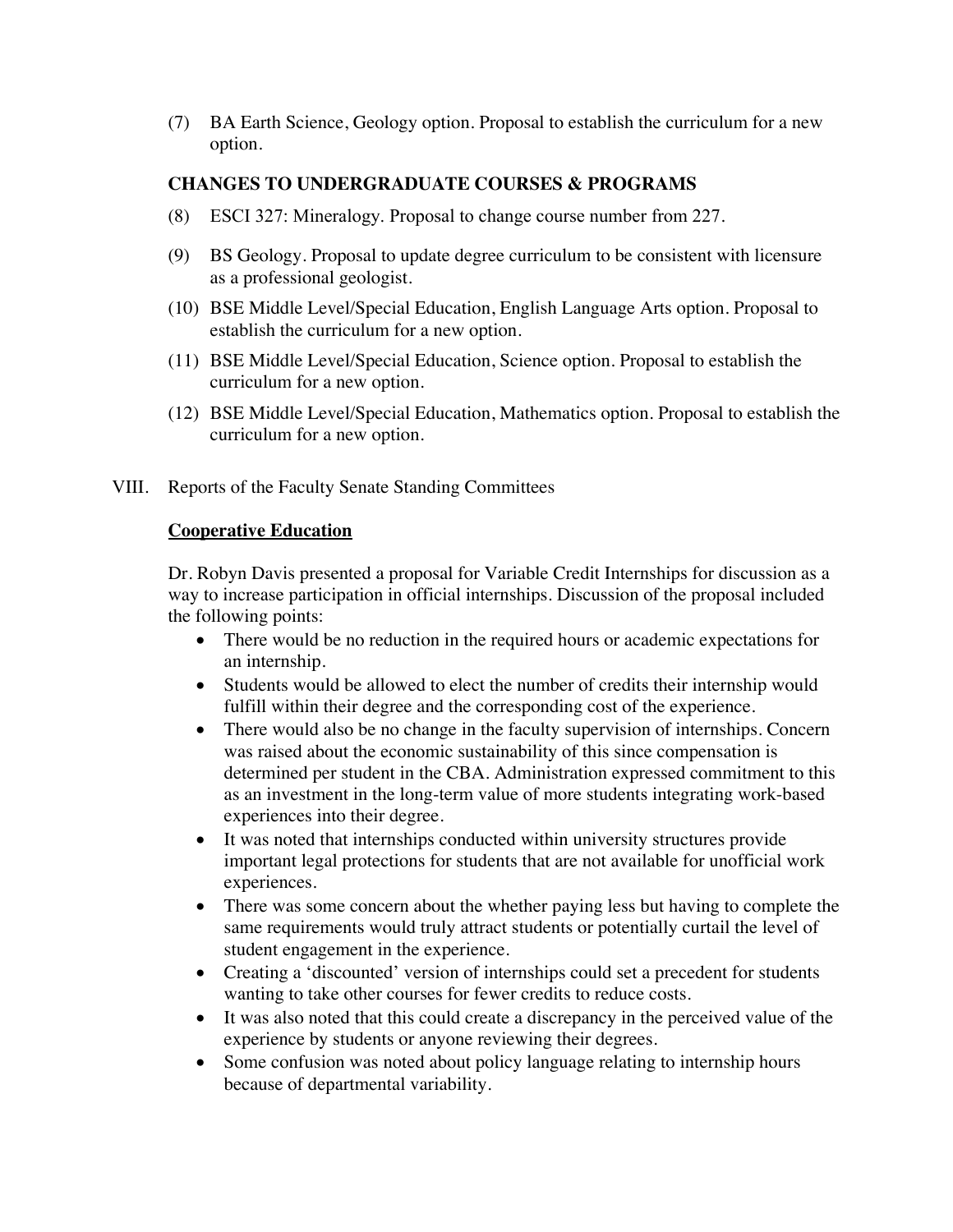(7) BA Earth Science, Geology option. Proposal to establish the curriculum for a new option.

**CHANGES TO UNDERGRADUATE COURSES & PROGRAMS**

(8) ESCI 327: Mineralogy. Proposal to change course number from 227.

(9) BS Geology. Proposal to update degree curriculum to be consistent with licensure as a professional geologist.

(10) BSE Middle Level/Special Education, English Language Arts option. Proposal to establish the curriculum for a new option.

(11) BSE Middle Level/Special Education, Science option. Proposal to establish the curriculum for a new option.

(12) BSE Middle Level/Special Education, Mathematics option. Proposal to establish the curriculum for a new option.

VIII. Reports of the Faculty Senate Standing Committees

**Cooperative Education**

Dr. Robyn Davis presented a proposal for Variable Credit Internships for discussion as a way to increase participation in official internships. Discussion of the proposal included the following points:

- There would be no reduction in the required hours or academic expectations for an internship.
- Students would be allowed to elect the number of credits their internship would fulfill within their degree and the corresponding cost of the experience.
- There would also be no change in the faculty supervision of internships. Concern was raised about the economic sustainability of this since compensation is determined per student in the CBA. Administration expressed commitment to this as an investment in the long-term value of more students integrating work-based experiences into their degree.
- It was noted that internships conducted within university structures provide important legal protections for students that are not available for unofficial work experiences.
- There was some concern about the whether paying less but having to complete the same requirements would truly attract students or potentially curtail the level of student engagement in the experience.
- Creating a 'discounted' version of internships could set a precedent for students wanting to take other courses for fewer credits to reduce costs.
- It was also noted that this could create a discrepancy in the perceived value of the experience by students or anyone reviewing their degrees.
- Some confusion was noted about policy language relating to internship hours because of departmental variability.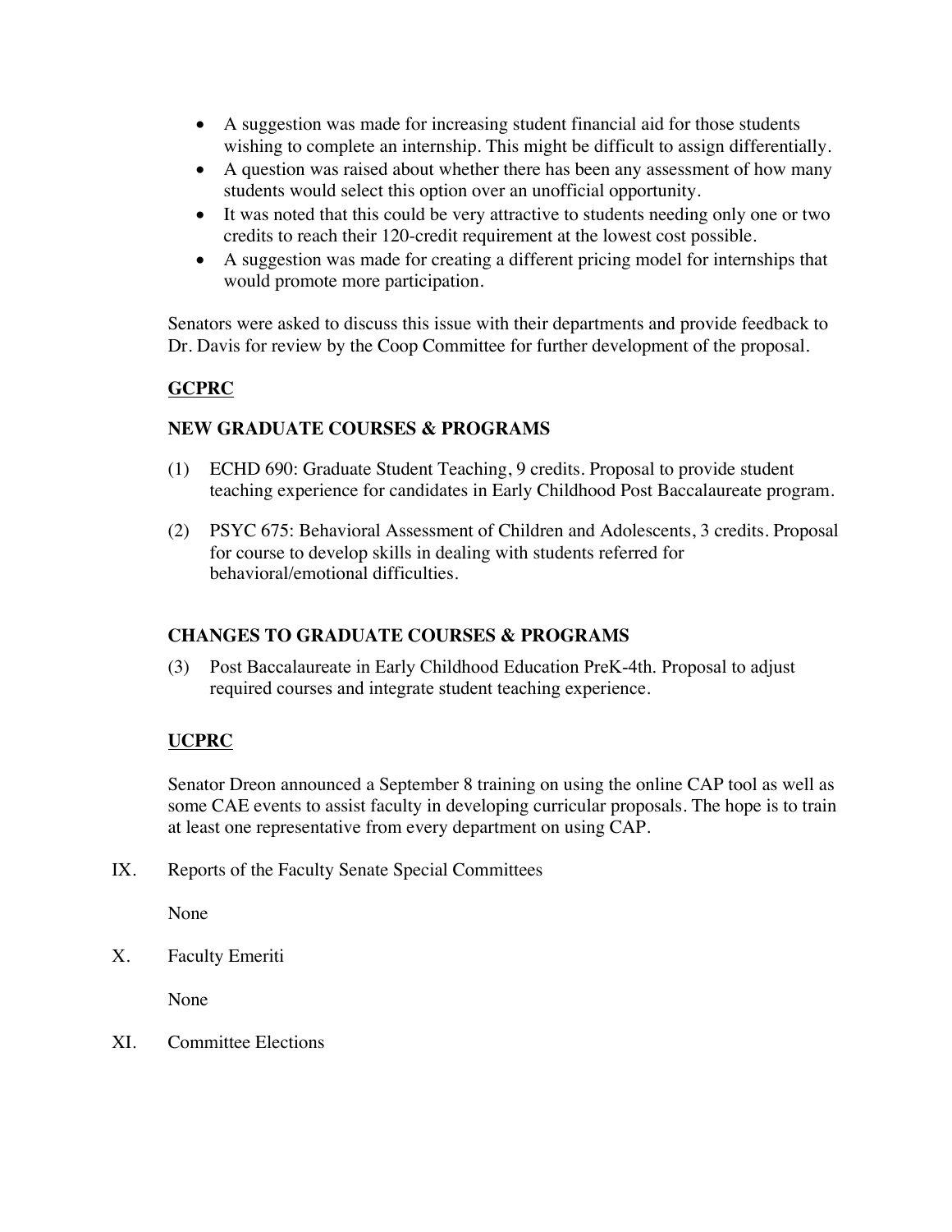- A suggestion was made for increasing student financial aid for those students wishing to complete an internship. This might be difficult to assign differentially.
- A question was raised about whether there has been any assessment of how many students would select this option over an unofficial opportunity.
- It was noted that this could be very attractive to students needing only one or two credits to reach their 120-credit requirement at the lowest cost possible.
- A suggestion was made for creating a different pricing model for internships that would promote more participation.

Senators were asked to discuss this issue with their departments and provide feedback to Dr. Davis for review by the Coop Committee for further development of the proposal.

**GCPRC**

**NEW GRADUATE COURSES & PROGRAMS**

(1) ECHD 690: Graduate Student Teaching, 9 credits. Proposal to provide student teaching experience for candidates in Early Childhood Post Baccalaureate program.

(2) PSYC 675: Behavioral Assessment of Children and Adolescents, 3 credits. Proposal for course to develop skills in dealing with students referred for behavioral/emotional difficulties.

**CHANGES TO GRADUATE COURSES & PROGRAMS**

(3) Post Baccalaureate in Early Childhood Education PreK-4th. Proposal to adjust required courses and integrate student teaching experience.

**UCPRC**

Senator Dreon announced a September 8 training on using the online CAP tool as well as some CAE events to assist faculty in developing curricular proposals. The hope is to train at least one representative from every department on using CAP.

IX. Reports of the Faculty Senate Special Committees

None

X. Faculty Emeriti

None

XI. Committee Elections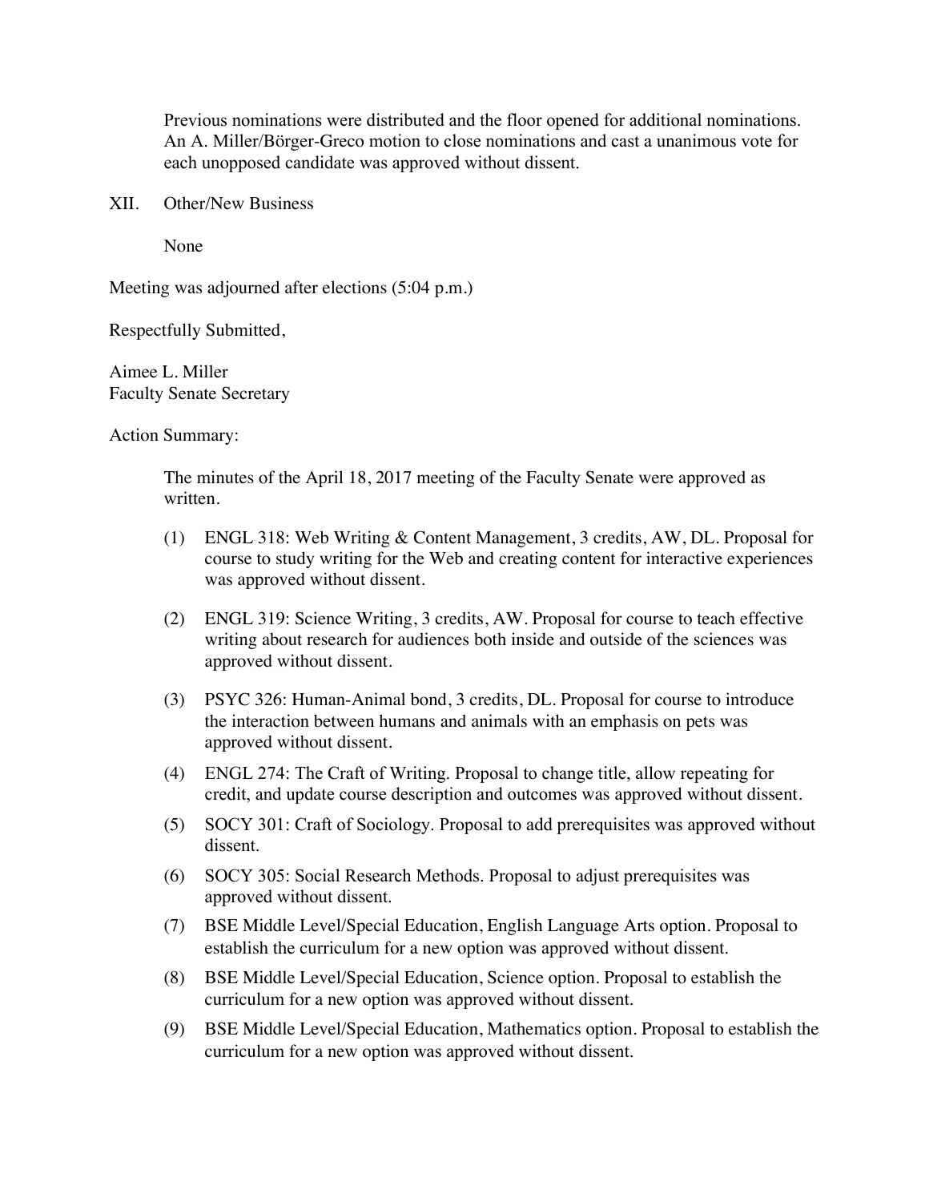Previous nominations were distributed and the floor opened for additional nominations. An A. Miller/Börger-Greco motion to close nominations and cast a unanimous vote for each unopposed candidate was approved without dissent.

XII. Other/New Business

None

Meeting was adjourned after elections (5:04 p.m.)

Respectfully Submitted,

Aimee L. Miller
Faculty Senate Secretary

Action Summary:

The minutes of the April 18, 2017 meeting of the Faculty Senate were approved as written.

(1) ENGL 318: Web Writing & Content Management, 3 credits, AW, DL. Proposal for course to study writing for the Web and creating content for interactive experiences was approved without dissent.

(2) ENGL 319: Science Writing, 3 credits, AW. Proposal for course to teach effective writing about research for audiences both inside and outside of the sciences was approved without dissent.

(3) PSYC 326: Human-Animal bond, 3 credits, DL. Proposal for course to introduce the interaction between humans and animals with an emphasis on pets was approved without dissent.

(4) ENGL 274: The Craft of Writing. Proposal to change title, allow repeating for credit, and update course description and outcomes was approved without dissent.

(5) SOCY 301: Craft of Sociology. Proposal to add prerequisites was approved without dissent.

(6) SOCY 305: Social Research Methods. Proposal to adjust prerequisites was approved without dissent.

(7) BSE Middle Level/Special Education, English Language Arts option. Proposal to establish the curriculum for a new option was approved without dissent.

(8) BSE Middle Level/Special Education, Science option. Proposal to establish the curriculum for a new option was approved without dissent.

(9) BSE Middle Level/Special Education, Mathematics option. Proposal to establish the curriculum for a new option was approved without dissent.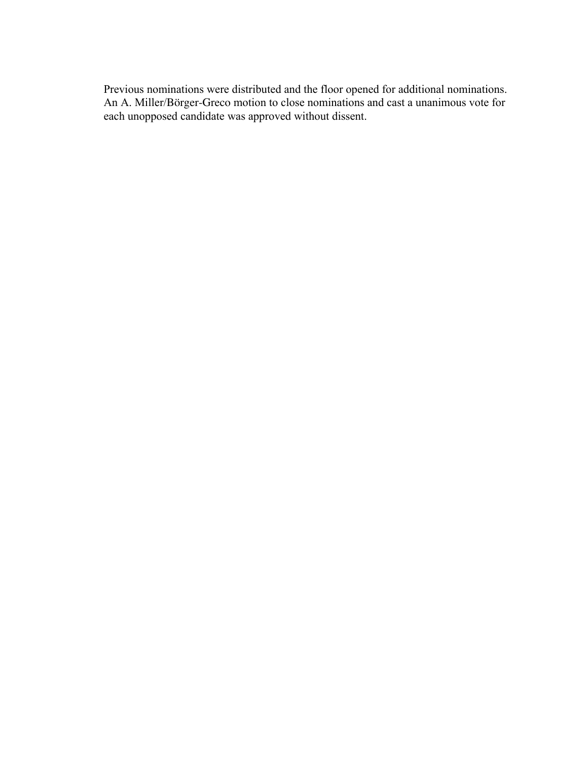Previous nominations were distributed and the floor opened for additional nominations. An A. Miller/Börger-Greco motion to close nominations and cast a unanimous vote for each unopposed candidate was approved without dissent.